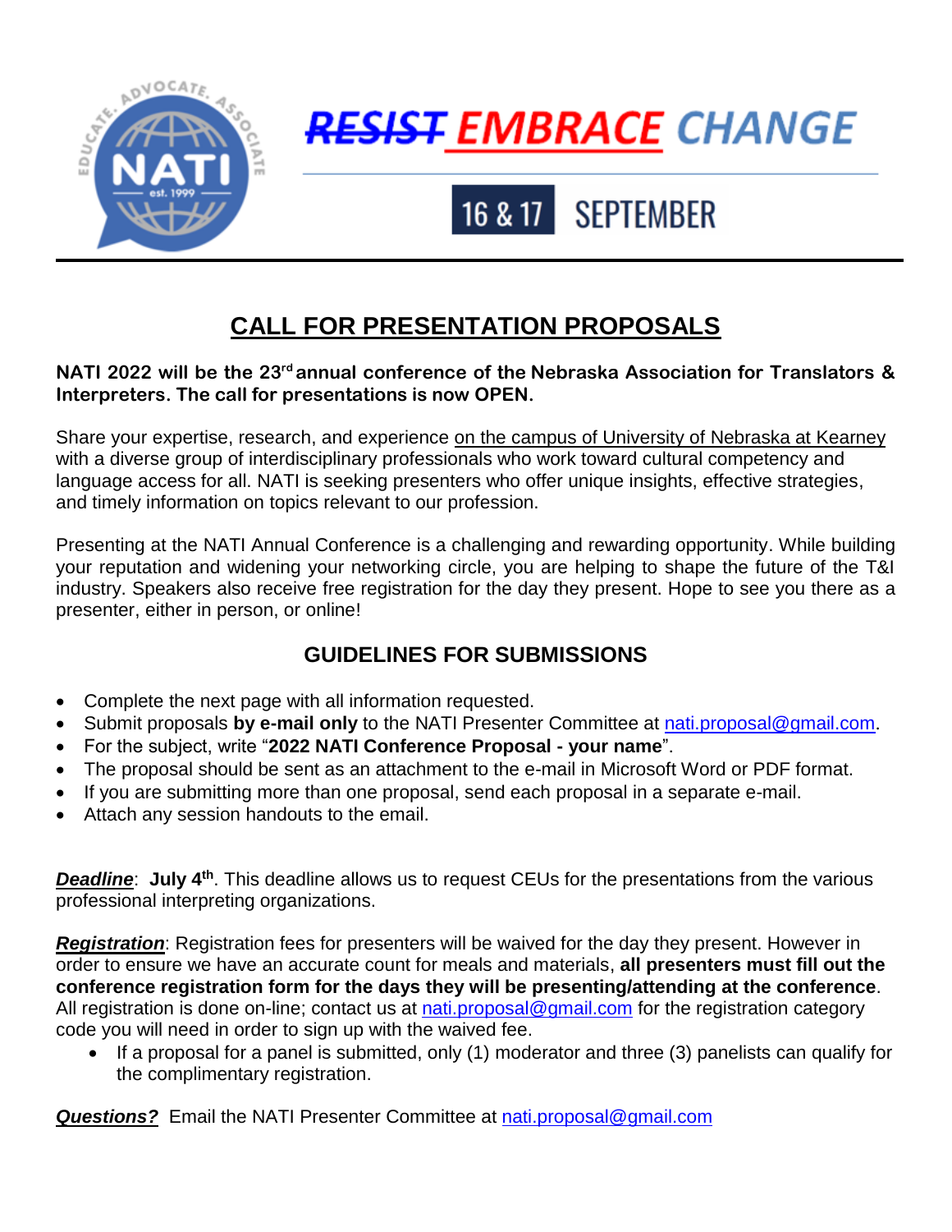~~RESIST~~ EMBRACE CHANGE

16 & 17 SEPTEMBER

# CALL FOR PRESENTATION PROPOSALS

**NATI 2022 will be the 23rd annual conference of the Nebraska Association for Translators & Interpreters. The call for presentations is now OPEN.**

Share your expertise, research, and experience on the campus of University of Nebraska at Kearney with a diverse group of interdisciplinary professionals who work toward cultural competency and language access for all. NATI is seeking presenters who offer unique insights, effective strategies, and timely information on topics relevant to our profession.

Presenting at the NATI Annual Conference is a challenging and rewarding opportunity. While building your reputation and widening your networking circle, you are helping to shape the future of the T&I industry. Speakers also receive free registration for the day they present. Hope to see you there as a presenter, either in person, or online!

## GUIDELINES FOR SUBMISSIONS

- Complete the next page with all information requested.
- Submit proposals **by e-mail only** to the NATI Presenter Committee at nati.proposal@gmail.com.
- For the subject, write "**2022 NATI Conference Proposal - your name**".
- The proposal should be sent as an attachment to the e-mail in Microsoft Word or PDF format.
- If you are submitting more than one proposal, send each proposal in a separate e-mail.
- Attach any session handouts to the email.

***Deadline***: **July 4th**. This deadline allows us to request CEUs for the presentations from the various professional interpreting organizations.

***Registration***: Registration fees for presenters will be waived for the day they present. However in order to ensure we have an accurate count for meals and materials, **all presenters must fill out the conference registration form for the days they will be presenting/attending at the conference**. All registration is done on-line; contact us at nati.proposal@gmail.com for the registration category code you will need in order to sign up with the waived fee.

- If a proposal for a panel is submitted, only (1) moderator and three (3) panelists can qualify for the complimentary registration.

***Questions?*** Email the NATI Presenter Committee at nati.proposal@gmail.com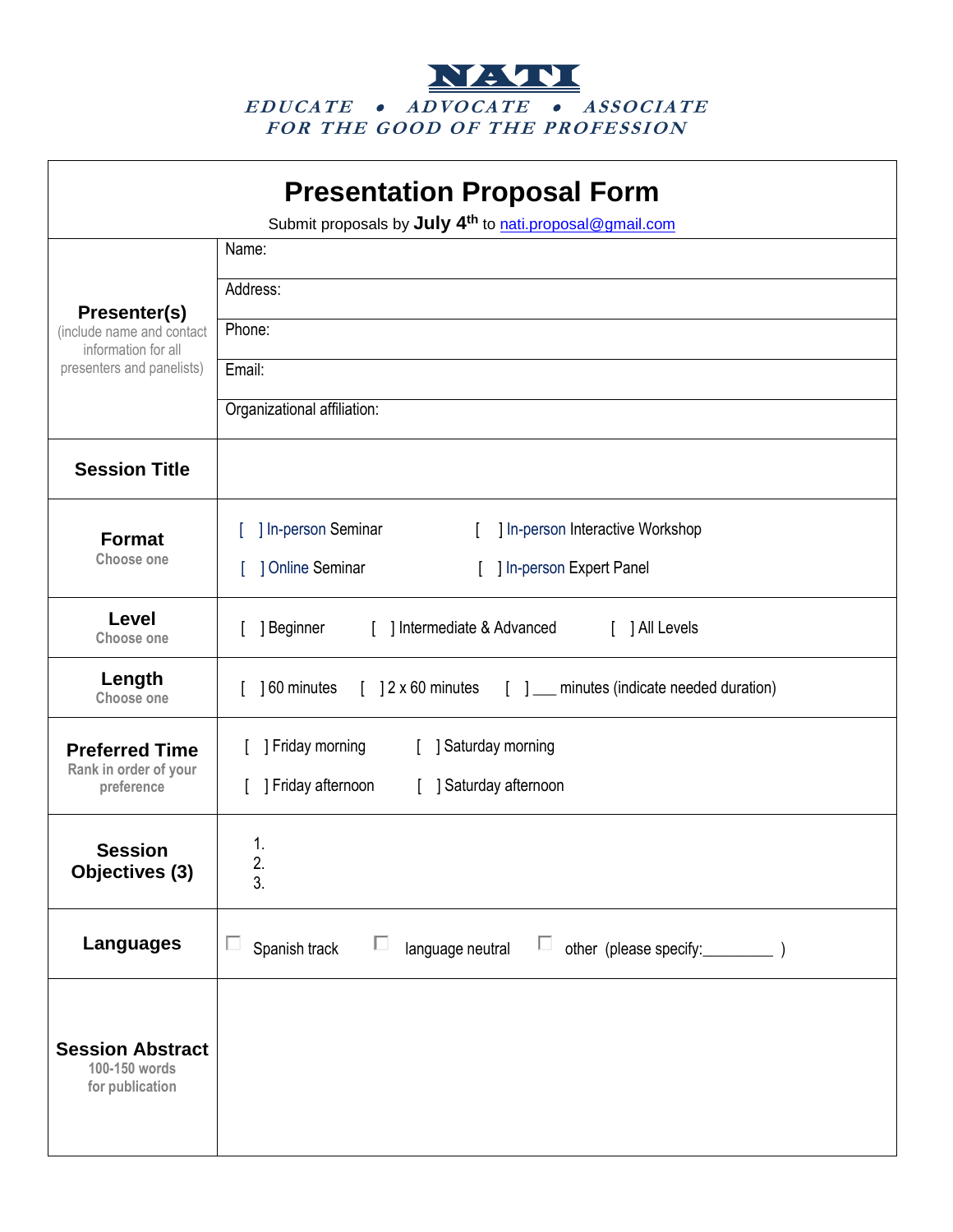**NATI**

*EDUCATE • ADVOCATE • ASSOCIATE*
*FOR THE GOOD OF THE PROFESSION*

# Presentation Proposal Form

Submit proposals by **July 4th** to nati.proposal@gmail.com

| | |
|---|---|
| **Presenter(s)** (include name and contact information for all presenters and panelists) | Name: |
| | Address: |
| | Phone: |
| | Email: |
| | Organizational affiliation: |
| **Session Title** | |
| **Format** Choose one | [ ] In-person Seminar [ ] In-person Interactive Workshop [ ] Online Seminar [ ] In-person Expert Panel |
| **Level** Choose one | [ ] Beginner [ ] Intermediate & Advanced [ ] All Levels |
| **Length** Choose one | [ ] 60 minutes [ ] 2 x 60 minutes [ ] ___ minutes (indicate needed duration) |
| **Preferred Time** Rank in order of your preference | [ ] Friday morning [ ] Saturday morning [ ] Friday afternoon [ ] Saturday afternoon |
| **Session Objectives (3)** | 1. 2. 3. |
| **Languages** | ☐ Spanish track ☐ language neutral ☐ other (please specify:_________ ) |
| **Session Abstract** 100-150 words for publication | |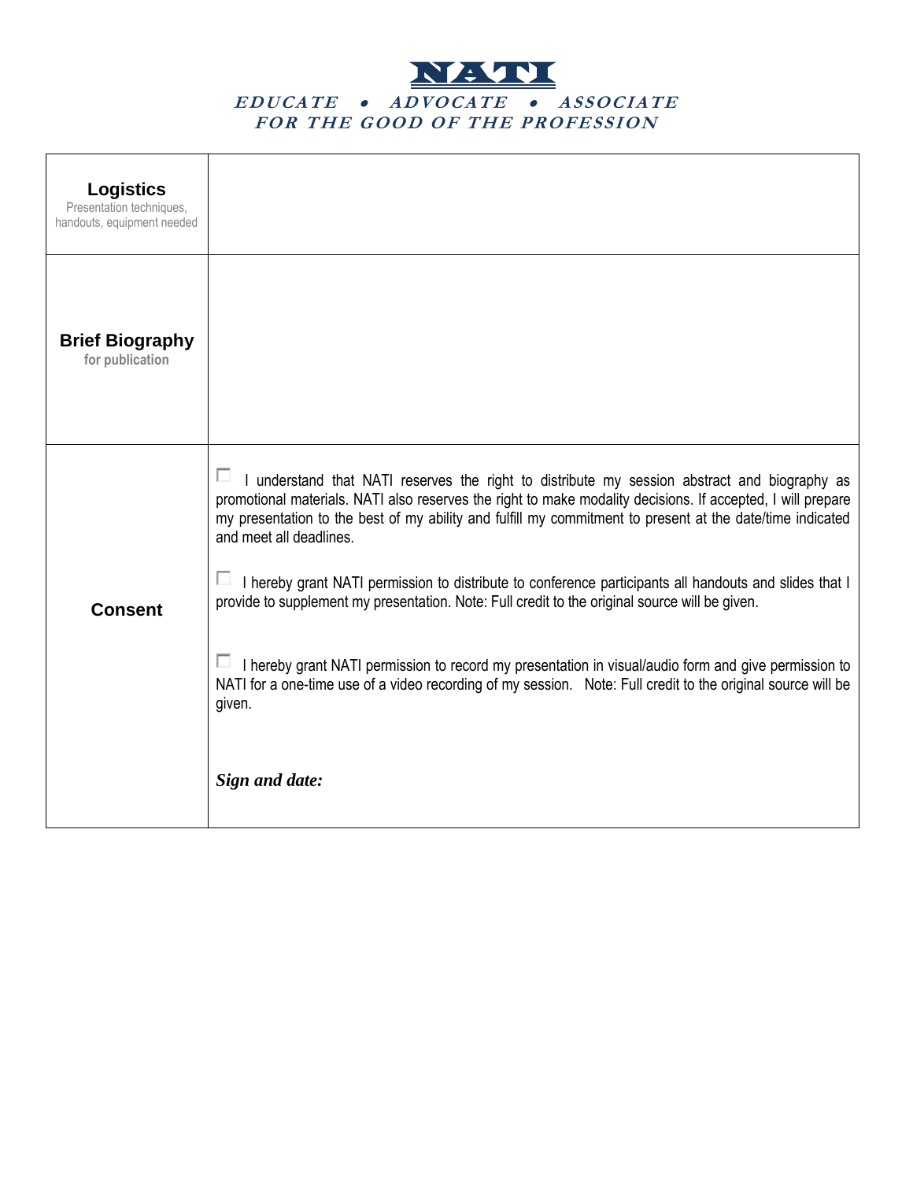**NATI**

*EDUCATE • ADVOCATE • ASSOCIATE*
*FOR THE GOOD OF THE PROFESSION*

| | |
|---|---|
| **Logistics**<br>Presentation techniques, handouts, equipment needed | |
| **Brief Biography**<br>for publication | |
| **Consent** | ☐ I understand that NATI reserves the right to distribute my session abstract and biography as promotional materials. NATI also reserves the right to make modality decisions. If accepted, I will prepare my presentation to the best of my ability and fulfill my commitment to present at the date/time indicated and meet all deadlines.<br><br>☐ I hereby grant NATI permission to distribute to conference participants all handouts and slides that I provide to supplement my presentation. Note: Full credit to the original source will be given.<br><br>☐ I hereby grant NATI permission to record my presentation in visual/audio form and give permission to NATI for a one-time use of a video recording of my session. Note: Full credit to the original source will be given.<br><br>***Sign and date:*** |